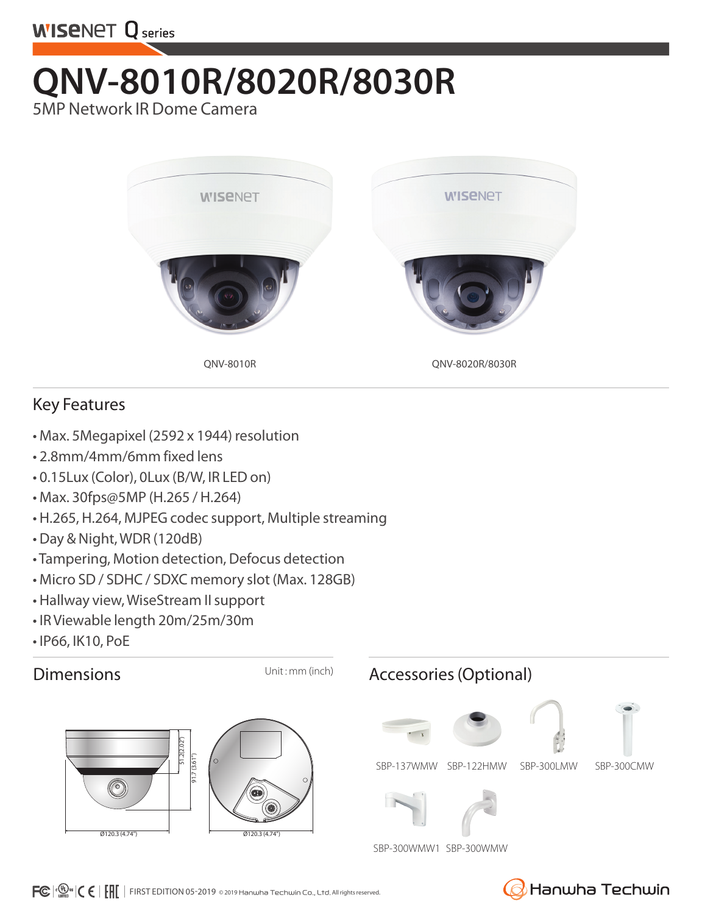WISENET Q series

# QNV-8010R/8020R/8030R

5MP Network IR Dome Camera

QNV-8010R

QNV-8020R/8030R

## Key Features

- Max. 5Megapixel (2592 x 1944) resolution
- 2.8mm/4mm/6mm fixed lens
- 0.15Lux (Color), 0Lux (B/W, IR LED on)
- Max. 30fps@5MP (H.265 / H.264)
- H.265, H.264, MJPEG codec support, Multiple streaming
- Day & Night, WDR (120dB)
- Tampering, Motion detection, Defocus detection
- Micro SD / SDHC / SDXC memory slot (Max. 128GB)
- Hallway view, WiseStream II support
- IR Viewable length 20m/25m/30m
- IP66, IK10, PoE

## Dimensions

Unit : mm (inch)

51.2 (2.02")

91.7 (3.61")

Ø120.3 (4.74")

Ø120.3 (4.74")

## Accessories (Optional)

SBP-137WMW SBP-122HMW SBP-300LMW SBP-300CMW

SBP-300WMW1 SBP-300WMW

FIRST EDITION 05-2019 © 2019 Hanwha Techwin Co., Ltd. All rights reserved.

Hanwha Techwin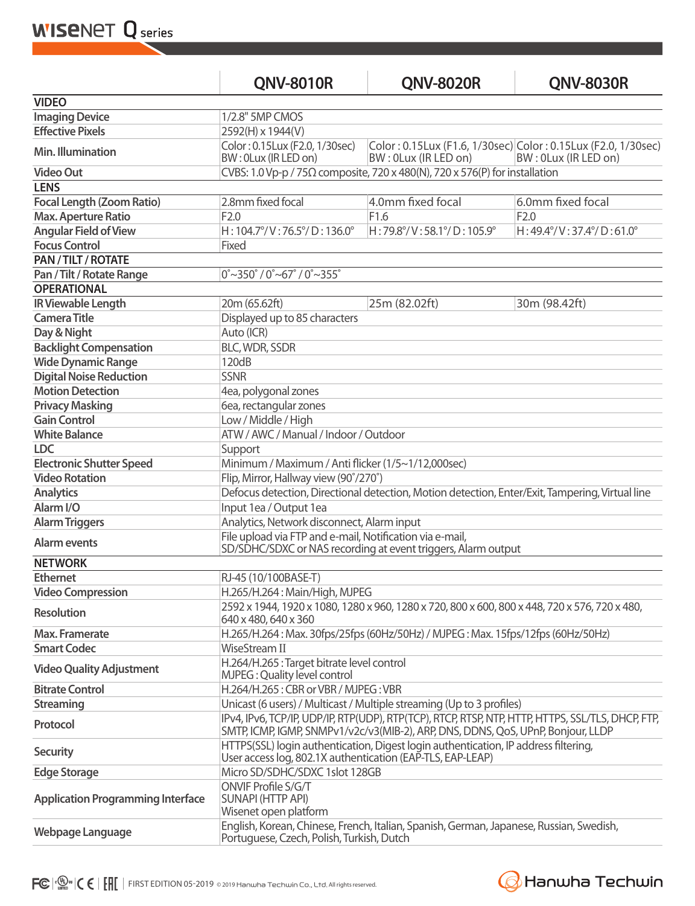| | QNV-8010R | QNV-8020R | QNV-8030R |
|---|---|---|---|
| **VIDEO** | | | |
| Imaging Device | 1/2.8" 5MP CMOS | | |
| Effective Pixels | 2592(H) x 1944(V) | | |
| Min. Illumination | Color : 0.15Lux (F2.0, 1/30sec) BW : 0Lux (IR LED on) | Color : 0.15Lux (F1.6, 1/30sec) BW : 0Lux (IR LED on) | Color : 0.15Lux (F2.0, 1/30sec) BW : 0Lux (IR LED on) |
| Video Out | CVBS: 1.0 Vp-p / 75Ω composite, 720 x 480(N), 720 x 576(P) for installation | | |
| **LENS** | | | |
| Focal Length (Zoom Ratio) | 2.8mm fixed focal | 4.0mm fixed focal | 6.0mm fixed focal |
| Max. Aperture Ratio | F2.0 | F1.6 | F2.0 |
| Angular Field of View | H : 104.7°/ V : 76.5°/ D : 136.0° | H : 79.8°/ V : 58.1°/ D : 105.9° | H : 49.4°/ V : 37.4°/ D : 61.0° |
| Focus Control | Fixed | | |
| **PAN / TILT / ROTATE** | | | |
| Pan / Tilt / Rotate Range | 0˚~350˚ / 0˚~67˚ / 0˚~355˚ | | |
| **OPERATIONAL** | | | |
| IR Viewable Length | 20m (65.62ft) | 25m (82.02ft) | 30m (98.42ft) |
| Camera Title | Displayed up to 85 characters | | |
| Day & Night | Auto (ICR) | | |
| Backlight Compensation | BLC, WDR, SSDR | | |
| Wide Dynamic Range | 120dB | | |
| Digital Noise Reduction | SSNR | | |
| Motion Detection | 4ea, polygonal zones | | |
| Privacy Masking | 6ea, rectangular zones | | |
| Gain Control | Low / Middle / High | | |
| White Balance | ATW / AWC / Manual / Indoor / Outdoor | | |
| LDC | Support | | |
| Electronic Shutter Speed | Minimum / Maximum / Anti flicker (1/5~1/12,000sec) | | |
| Video Rotation | Flip, Mirror, Hallway view (90˚/270˚) | | |
| Analytics | Defocus detection, Directional detection, Motion detection, Enter/Exit, Tampering, Virtual line | | |
| Alarm I/O | Input 1ea / Output 1ea | | |
| Alarm Triggers | Analytics, Network disconnect, Alarm input | | |
| Alarm events | File upload via FTP and e-mail, Notification via e-mail, SD/SDHC/SDXC or NAS recording at event triggers, Alarm output | | |
| **NETWORK** | | | |
| Ethernet | RJ-45 (10/100BASE-T) | | |
| Video Compression | H.265/H.264 : Main/High, MJPEG | | |
| Resolution | 2592 x 1944, 1920 x 1080, 1280 x 960, 1280 x 720, 800 x 600, 800 x 448, 720 x 576, 720 x 480, 640 x 480, 640 x 360 | | |
| Max. Framerate | H.265/H.264 : Max. 30fps/25fps (60Hz/50Hz) / MJPEG : Max. 15fps/12fps (60Hz/50Hz) | | |
| Smart Codec | WiseStream II | | |
| Video Quality Adjustment | H.264/H.265 : Target bitrate level control MJPEG : Quality level control | | |
| Bitrate Control | H.264/H.265 : CBR or VBR / MJPEG : VBR | | |
| Streaming | Unicast (6 users) / Multicast / Multiple streaming (Up to 3 profiles) | | |
| Protocol | IPv4, IPv6, TCP/IP, UDP/IP, RTP(UDP), RTP(TCP), RTCP, RTSP, NTP, HTTP, HTTPS, SSL/TLS, DHCP, FTP, SMTP, ICMP, IGMP, SNMPv1/v2c/v3(MIB-2), ARP, DNS, DDNS, QoS, UPnP, Bonjour, LLDP | | |
| Security | HTTPS(SSL) login authentication, Digest login authentication, IP address filtering, User access log, 802.1X authentication (EAP-TLS, EAP-LEAP) | | |
| Edge Storage | Micro SD/SDHC/SDXC 1slot 128GB | | |
| Application Programming Interface | ONVIF Profile S/G/T SUNAPI (HTTP API) Wisenet open platform | | |
| Webpage Language | English, Korean, Chinese, French, Italian, Spanish, German, Japanese, Russian, Swedish, Portuguese, Czech, Polish, Turkish, Dutch | | |

FIRST EDITION 05-2019 © 2019 Hanwha Techwin Co., Ltd. All rights reserved.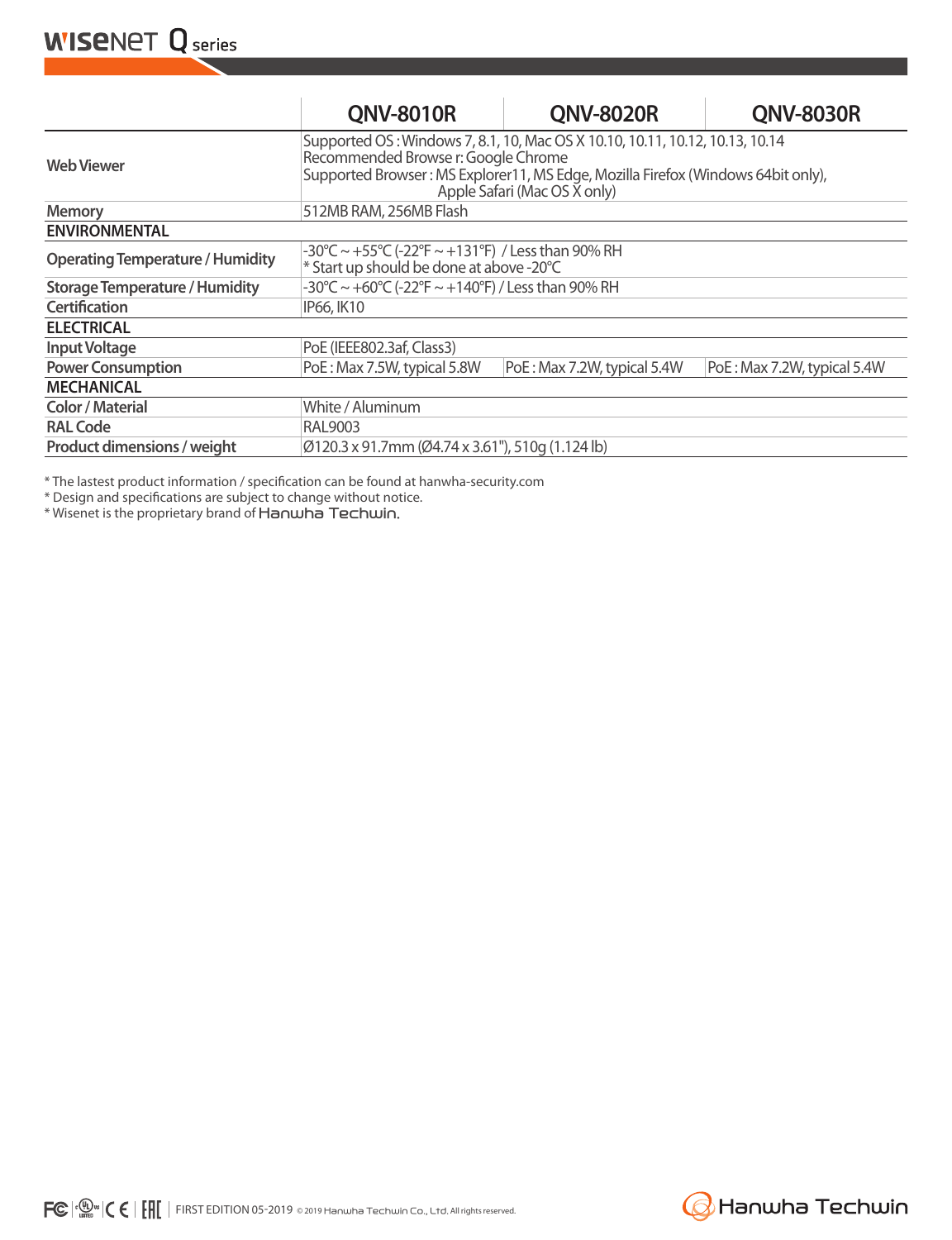| | QNV-8010R | QNV-8020R | QNV-8030R |
|---|---|---|---|
| Web Viewer | Supported OS : Windows 7, 8.1, 10, Mac OS X 10.10, 10.11, 10.12, 10.13, 10.14<br>Recommended Browse r: Google Chrome<br>Supported Browser : MS Explorer11, MS Edge, Mozilla Firefox (Windows 64bit only), Apple Safari (Mac OS X only) | | |
| Memory | 512MB RAM, 256MB Flash | | |
| **ENVIRONMENTAL** | | | |
| Operating Temperature / Humidity | -30°C ~ +55°C (-22°F ~ +131°F) / Less than 90% RH<br>* Start up should be done at above -20°C | | |
| Storage Temperature / Humidity | -30°C ~ +60°C (-22°F ~ +140°F) / Less than 90% RH | | |
| Certification | IP66, IK10 | | |
| **ELECTRICAL** | | | |
| Input Voltage | PoE (IEEE802.3af, Class3) | | |
| Power Consumption | PoE : Max 7.5W, typical 5.8W | PoE : Max 7.2W, typical 5.4W | PoE : Max 7.2W, typical 5.4W |
| **MECHANICAL** | | | |
| Color / Material | White / Aluminum | | |
| RAL Code | RAL9003 | | |
| Product dimensions / weight | Ø120.3 x 91.7mm (Ø4.74 x 3.61"), 510g (1.124 lb) | | |

* The lastest product information / specification can be found at hanwha-security.com
* Design and specifications are subject to change without notice.
* Wisenet is the proprietary brand of Hanwha Techwin.

FIRST EDITION 05-2019 © 2019 Hanwha Techwin Co., Ltd. All rights reserved.